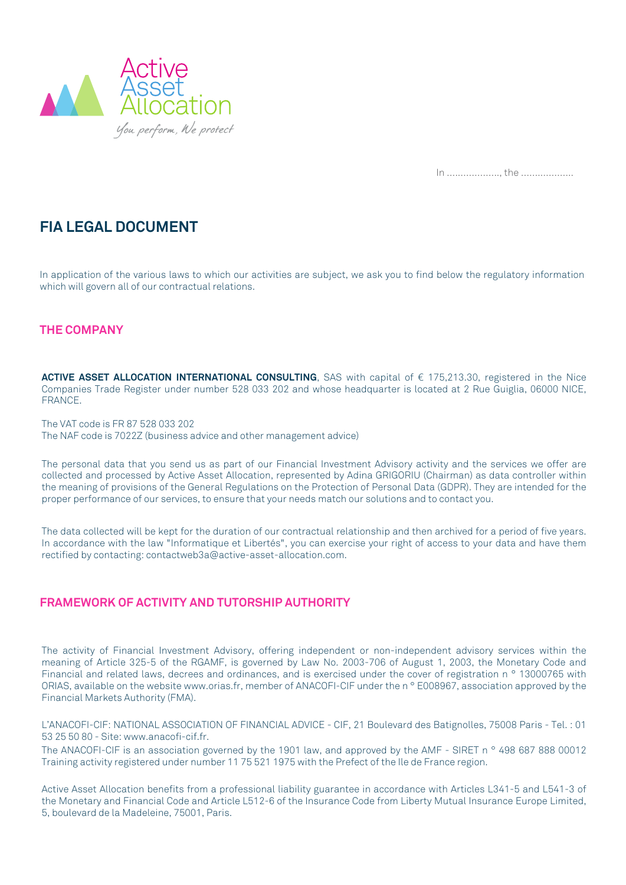Active Asset Allocation

*You perform, We protect*

In ………………., the ……………….

# FIA LEGAL DOCUMENT

In application of the various laws to which our activities are subject, we ask you to find below the regulatory information which will govern all of our contractual relations.

## THE COMPANY

**ACTIVE ASSET ALLOCATION INTERNATIONAL CONSULTING**, SAS with capital of € 175,213.30, registered in the Nice Companies Trade Register under number 528 033 202 and whose headquarter is located at 2 Rue Guiglia, 06000 NICE, FRANCE.

The VAT code is FR 87 528 033 202
The NAF code is 7022Z (business advice and other management advice)

The personal data that you send us as part of our Financial Investment Advisory activity and the services we offer are collected and processed by Active Asset Allocation, represented by Adina GRIGORIU (Chairman) as data controller within the meaning of provisions of the General Regulations on the Protection of Personal Data (GDPR). They are intended for the proper performance of our services, to ensure that your needs match our solutions and to contact you.

The data collected will be kept for the duration of our contractual relationship and then archived for a period of five years. In accordance with the law "Informatique et Libertés", you can exercise your right of access to your data and have them rectified by contacting: contactweb3a@active-asset-allocation.com.

## FRAMEWORK OF ACTIVITY AND TUTORSHIP AUTHORITY

The activity of Financial Investment Advisory, offering independent or non-independent advisory services within the meaning of Article 325-5 of the RGAMF, is governed by Law No. 2003-706 of August 1, 2003, the Monetary Code and Financial and related laws, decrees and ordinances, and is exercised under the cover of registration n ° 13000765 with ORIAS, available on the website www.orias.fr, member of ANACOFI-CIF under the n ° E008967, association approved by the Financial Markets Authority (FMA).

L'ANACOFI-CIF: NATIONAL ASSOCIATION OF FINANCIAL ADVICE - CIF, 21 Boulevard des Batignolles, 75008 Paris - Tel. : 01 53 25 50 80 - Site: www.anacofi-cif.fr.

The ANACOFI-CIF is an association governed by the 1901 law, and approved by the AMF - SIRET n ° 498 687 888 00012 Training activity registered under number 11 75 521 1975 with the Prefect of the Ile de France region.

Active Asset Allocation benefits from a professional liability guarantee in accordance with Articles L341-5 and L541-3 of the Monetary and Financial Code and Article L512-6 of the Insurance Code from Liberty Mutual Insurance Europe Limited, 5, boulevard de la Madeleine, 75001, Paris.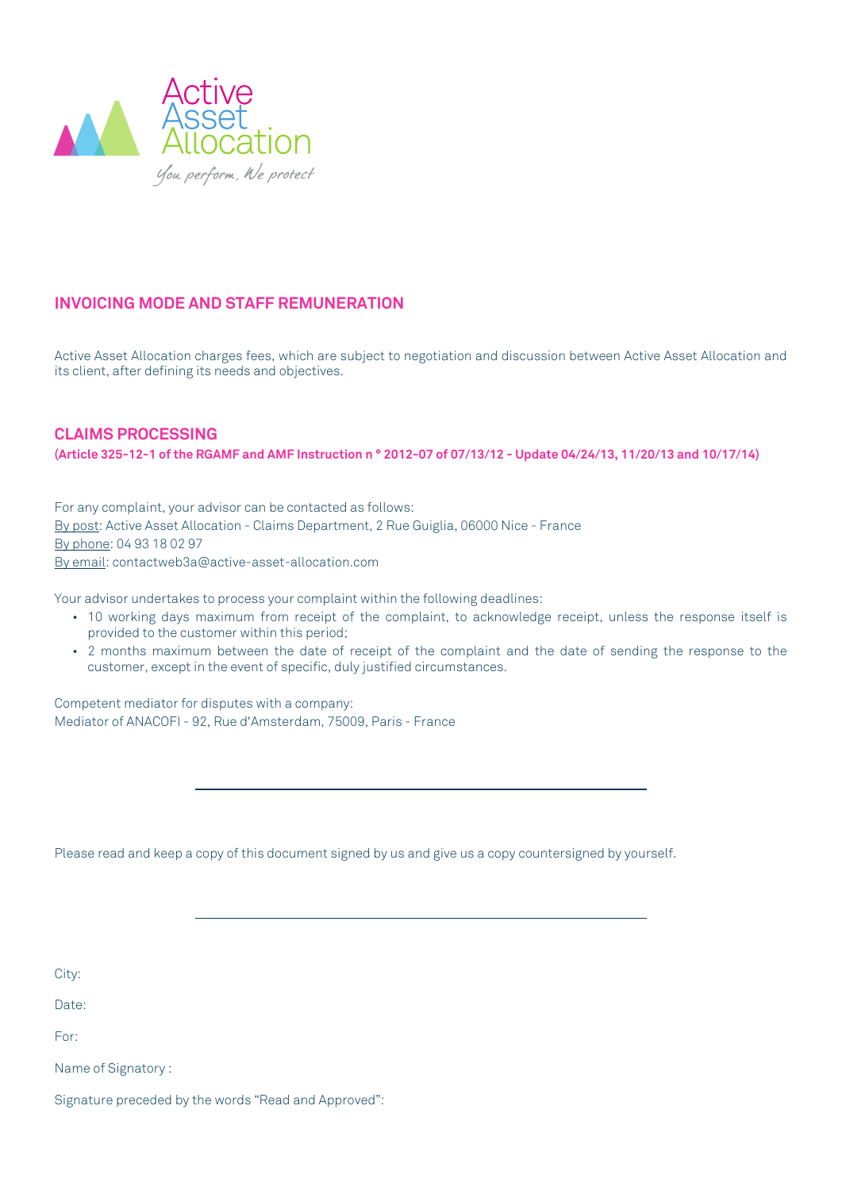Active
Asset
Allocation
You perform, We protect

## INVOICING MODE AND STAFF REMUNERATION

Active Asset Allocation charges fees, which are subject to negotiation and discussion between Active Asset Allocation and its client, after defining its needs and objectives.

## CLAIMS PROCESSING

**(Article 325-12-1 of the RGAMF and AMF Instruction n ° 2012-07 of 07/13/12 - Update 04/24/13, 11/20/13 and 10/17/14)**

For any complaint, your advisor can be contacted as follows:
By post: Active Asset Allocation - Claims Department, 2 Rue Guiglia, 06000 Nice - France
By phone: 04 93 18 02 97
By email: contactweb3a@active-asset-allocation.com

Your advisor undertakes to process your complaint within the following deadlines:

- 10 working days maximum from receipt of the complaint, to acknowledge receipt, unless the response itself is provided to the customer within this period;
- 2 months maximum between the date of receipt of the complaint and the date of sending the response to the customer, except in the event of specific, duly justified circumstances.

Competent mediator for disputes with a company:
Mediator of ANACOFI - 92, Rue d'Amsterdam, 75009, Paris - France

---

Please read and keep a copy of this document signed by us and give us a copy countersigned by yourself.

---

City:

Date:

For:

Name of Signatory :

Signature preceded by the words “Read and Approved”: